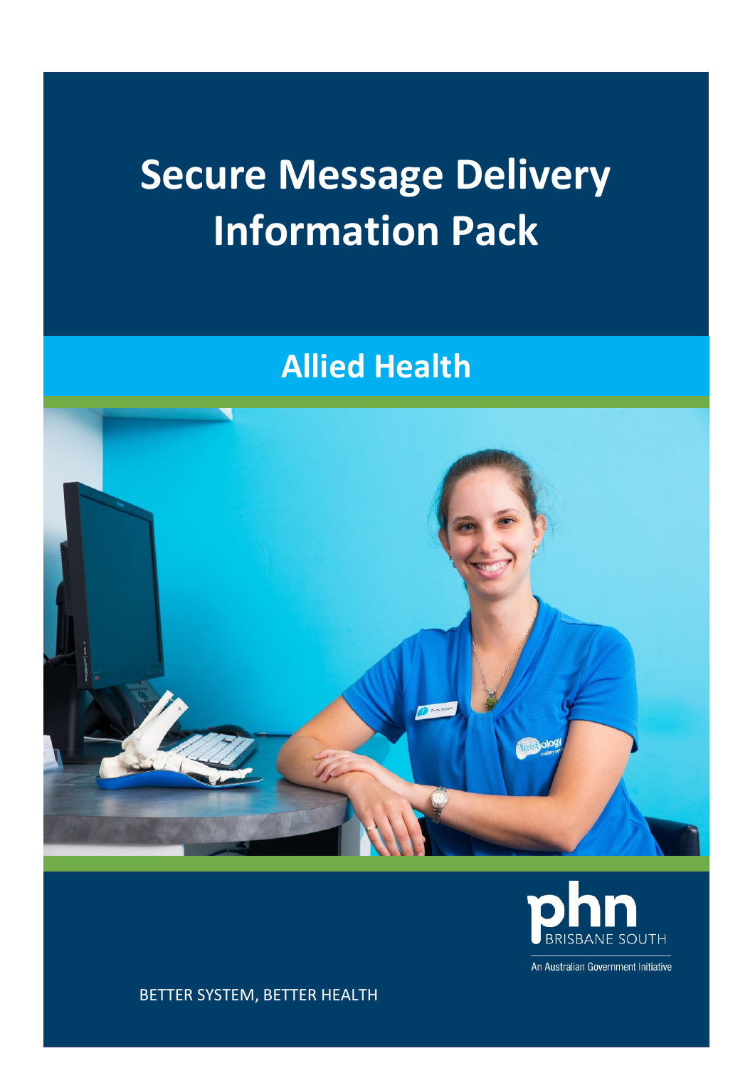# Secure Message Delivery Information Pack

## Allied Health

phn BRISBANE SOUTH

An Australian Government Initiative

BETTER SYSTEM, BETTER HEALTH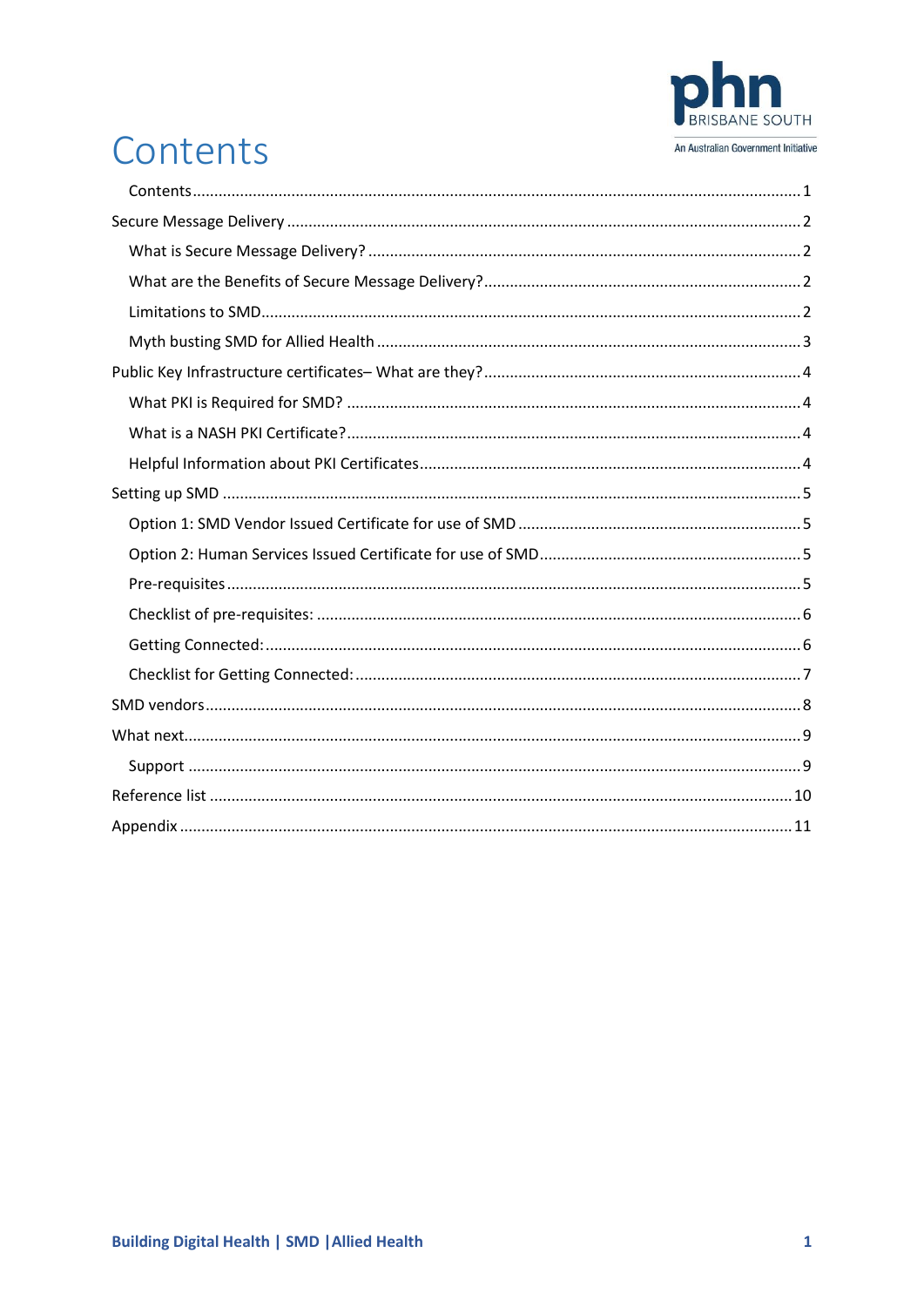# Contents

- Contents ........ 1
- Secure Message Delivery ........ 2
  - What is Secure Message Delivery? ........ 2
  - What are the Benefits of Secure Message Delivery? ........ 2
  - Limitations to SMD ........ 2
  - Myth busting SMD for Allied Health ........ 3
- Public Key Infrastructure certificates– What are they? ........ 4
  - What PKI is Required for SMD? ........ 4
  - What is a NASH PKI Certificate? ........ 4
  - Helpful Information about PKI Certificates ........ 4
- Setting up SMD ........ 5
  - Option 1: SMD Vendor Issued Certificate for use of SMD ........ 5
  - Option 2: Human Services Issued Certificate for use of SMD ........ 5
  - Pre-requisites ........ 5
  - Checklist of pre-requisites: ........ 6
  - Getting Connected: ........ 6
  - Checklist for Getting Connected: ........ 7
- SMD vendors ........ 8
- What next ........ 9
  - Support ........ 9
- Reference list ........ 10
- Appendix ........ 11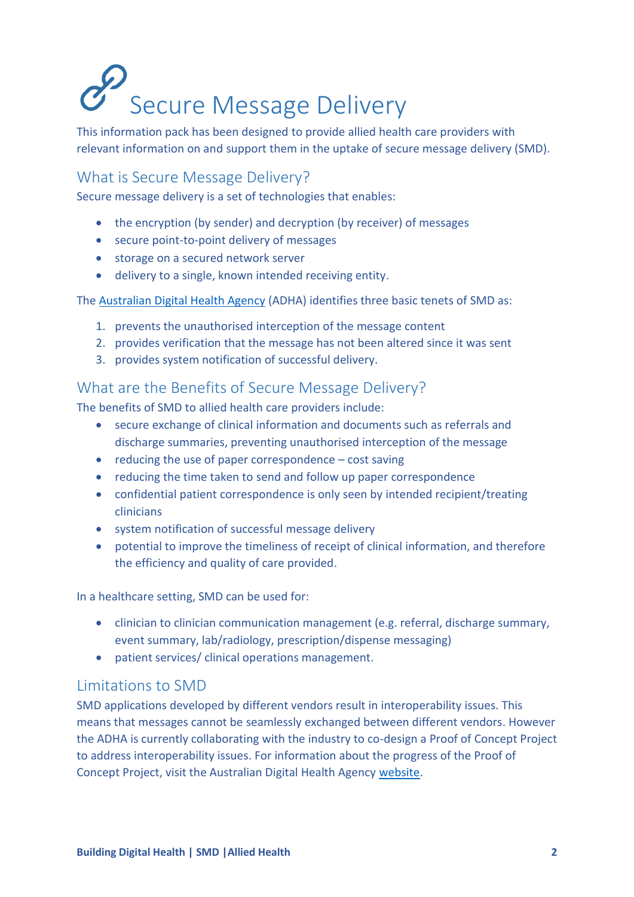# Secure Message Delivery

This information pack has been designed to provide allied health care providers with relevant information on and support them in the uptake of secure message delivery (SMD).

## What is Secure Message Delivery?

Secure message delivery is a set of technologies that enables:

- the encryption (by sender) and decryption (by receiver) of messages
- secure point-to-point delivery of messages
- storage on a secured network server
- delivery to a single, known intended receiving entity.

The Australian Digital Health Agency (ADHA) identifies three basic tenets of SMD as:

1. prevents the unauthorised interception of the message content
2. provides verification that the message has not been altered since it was sent
3. provides system notification of successful delivery.

## What are the Benefits of Secure Message Delivery?

The benefits of SMD to allied health care providers include:

- secure exchange of clinical information and documents such as referrals and discharge summaries, preventing unauthorised interception of the message
- reducing the use of paper correspondence – cost saving
- reducing the time taken to send and follow up paper correspondence
- confidential patient correspondence is only seen by intended recipient/treating clinicians
- system notification of successful message delivery
- potential to improve the timeliness of receipt of clinical information, and therefore the efficiency and quality of care provided.

In a healthcare setting, SMD can be used for:

- clinician to clinician communication management (e.g. referral, discharge summary, event summary, lab/radiology, prescription/dispense messaging)
- patient services/ clinical operations management.

## Limitations to SMD

SMD applications developed by different vendors result in interoperability issues. This means that messages cannot be seamlessly exchanged between different vendors. However the ADHA is currently collaborating with the industry to co-design a Proof of Concept Project to address interoperability issues. For information about the progress of the Proof of Concept Project, visit the Australian Digital Health Agency website.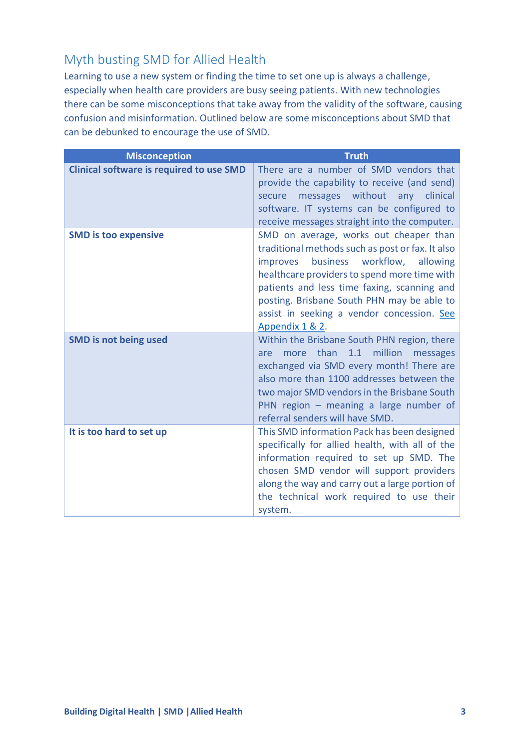## Myth busting SMD for Allied Health

Learning to use a new system or finding the time to set one up is always a challenge, especially when health care providers are busy seeing patients. With new technologies there can be some misconceptions that take away from the validity of the software, causing confusion and misinformation. Outlined below are some misconceptions about SMD that can be debunked to encourage the use of SMD.

| Misconception | Truth |
|---|---|
| **Clinical software is required to use SMD** | There are a number of SMD vendors that provide the capability to receive (and send) secure messages without any clinical software. IT systems can be configured to receive messages straight into the computer. |
| **SMD is too expensive** | SMD on average, works out cheaper than traditional methods such as post or fax. It also improves business workflow, allowing healthcare providers to spend more time with patients and less time faxing, scanning and posting. Brisbane South PHN may be able to assist in seeking a vendor concession. See Appendix 1 & 2. |
| **SMD is not being used** | Within the Brisbane South PHN region, there are more than 1.1 million messages exchanged via SMD every month! There are also more than 1100 addresses between the two major SMD vendors in the Brisbane South PHN region – meaning a large number of referral senders will have SMD. |
| **It is too hard to set up** | This SMD information Pack has been designed specifically for allied health, with all of the information required to set up SMD. The chosen SMD vendor will support providers along the way and carry out a large portion of the technical work required to use their system. |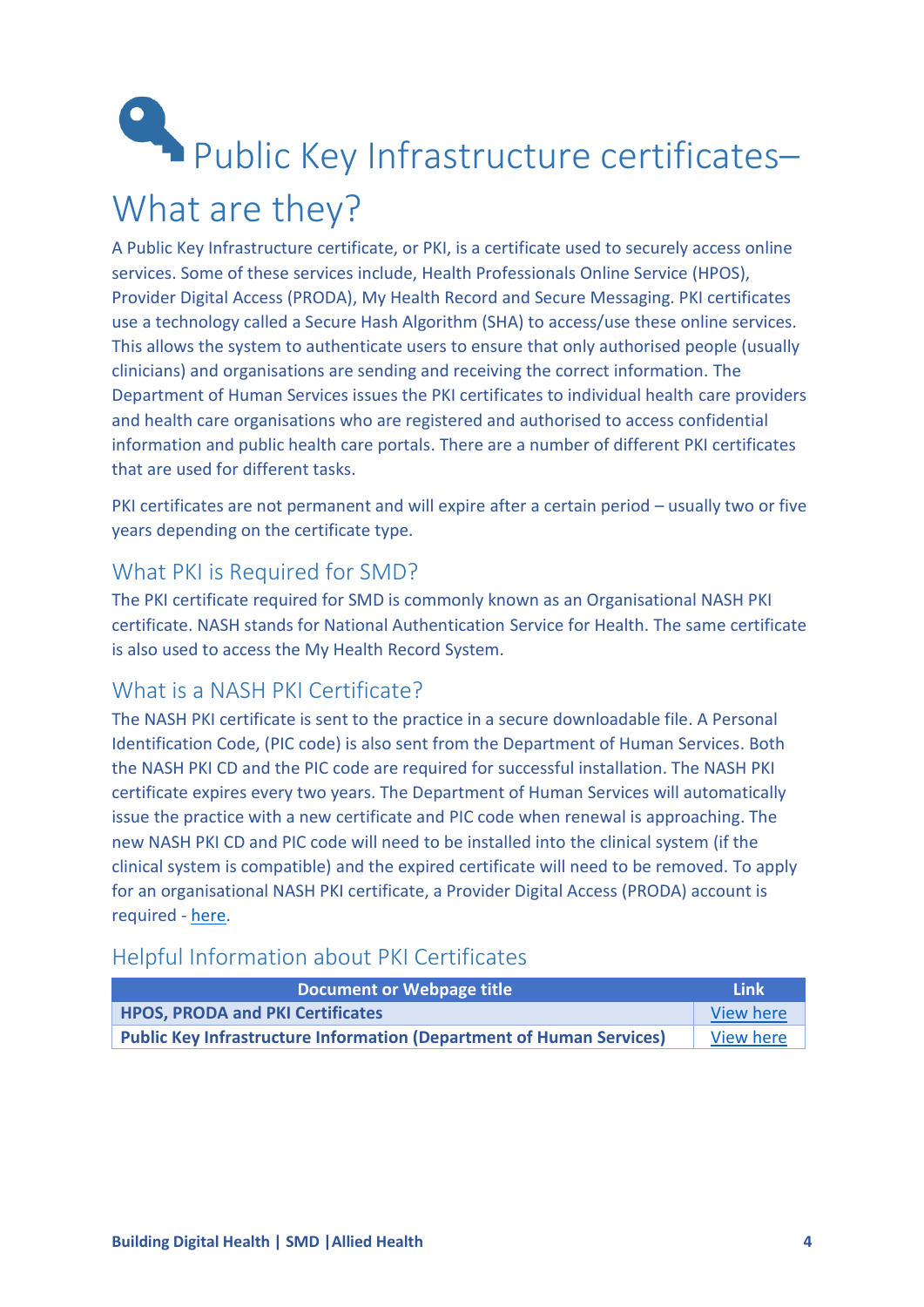# Public Key Infrastructure certificates– What are they?

A Public Key Infrastructure certificate, or PKI, is a certificate used to securely access online services. Some of these services include, Health Professionals Online Service (HPOS), Provider Digital Access (PRODA), My Health Record and Secure Messaging. PKI certificates use a technology called a Secure Hash Algorithm (SHA) to access/use these online services. This allows the system to authenticate users to ensure that only authorised people (usually clinicians) and organisations are sending and receiving the correct information. The Department of Human Services issues the PKI certificates to individual health care providers and health care organisations who are registered and authorised to access confidential information and public health care portals. There are a number of different PKI certificates that are used for different tasks.

PKI certificates are not permanent and will expire after a certain period – usually two or five years depending on the certificate type.

## What PKI is Required for SMD?

The PKI certificate required for SMD is commonly known as an Organisational NASH PKI certificate. NASH stands for National Authentication Service for Health. The same certificate is also used to access the My Health Record System.

## What is a NASH PKI Certificate?

The NASH PKI certificate is sent to the practice in a secure downloadable file. A Personal Identification Code, (PIC code) is also sent from the Department of Human Services. Both the NASH PKI CD and the PIC code are required for successful installation. The NASH PKI certificate expires every two years. The Department of Human Services will automatically issue the practice with a new certificate and PIC code when renewal is approaching. The new NASH PKI CD and PIC code will need to be installed into the clinical system (if the clinical system is compatible) and the expired certificate will need to be removed. To apply for an organisational NASH PKI certificate, a Provider Digital Access (PRODA) account is required - here.

## Helpful Information about PKI Certificates

| Document or Webpage title | Link |
|---|---|
| **HPOS, PRODA and PKI Certificates** | View here |
| **Public Key Infrastructure Information (Department of Human Services)** | View here |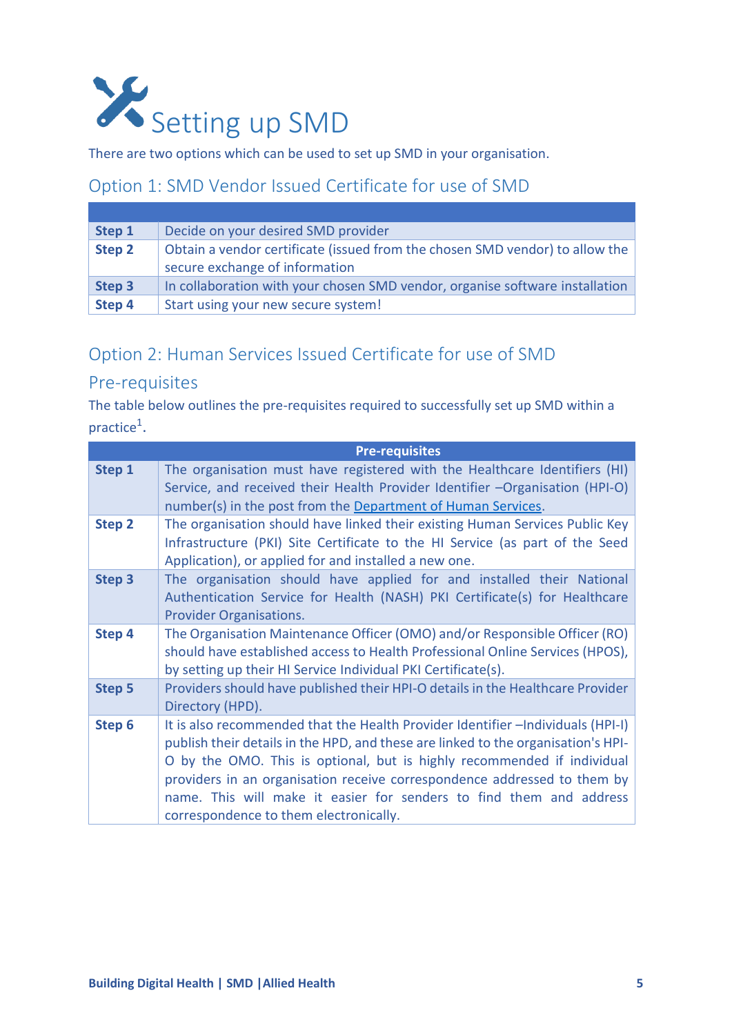# Setting up SMD

There are two options which can be used to set up SMD in your organisation.

## Option 1: SMD Vendor Issued Certificate for use of SMD

| | |
|---|---|
| **Step 1** | Decide on your desired SMD provider |
| **Step 2** | Obtain a vendor certificate (issued from the chosen SMD vendor) to allow the secure exchange of information |
| **Step 3** | In collaboration with your chosen SMD vendor, organise software installation |
| **Step 4** | Start using your new secure system! |

## Option 2: Human Services Issued Certificate for use of SMD

### Pre-requisites

The table below outlines the pre-requisites required to successfully set up SMD within a practice[1].

| | Pre-requisites |
|---|---|
| **Step 1** | The organisation must have registered with the Healthcare Identifiers (HI) Service, and received their Health Provider Identifier –Organisation (HPI-O) number(s) in the post from the [Department of Human Services](). |
| **Step 2** | The organisation should have linked their existing Human Services Public Key Infrastructure (PKI) Site Certificate to the HI Service (as part of the Seed Application), or applied for and installed a new one. |
| **Step 3** | The organisation should have applied for and installed their National Authentication Service for Health (NASH) PKI Certificate(s) for Healthcare Provider Organisations. |
| **Step 4** | The Organisation Maintenance Officer (OMO) and/or Responsible Officer (RO) should have established access to Health Professional Online Services (HPOS), by setting up their HI Service Individual PKI Certificate(s). |
| **Step 5** | Providers should have published their HPI-O details in the Healthcare Provider Directory (HPD). |
| **Step 6** | It is also recommended that the Health Provider Identifier –Individuals (HPI-I) publish their details in the HPD, and these are linked to the organisation's HPI-O by the OMO. This is optional, but is highly recommended if individual providers in an organisation receive correspondence addressed to them by name. This will make it easier for senders to find them and address correspondence to them electronically. |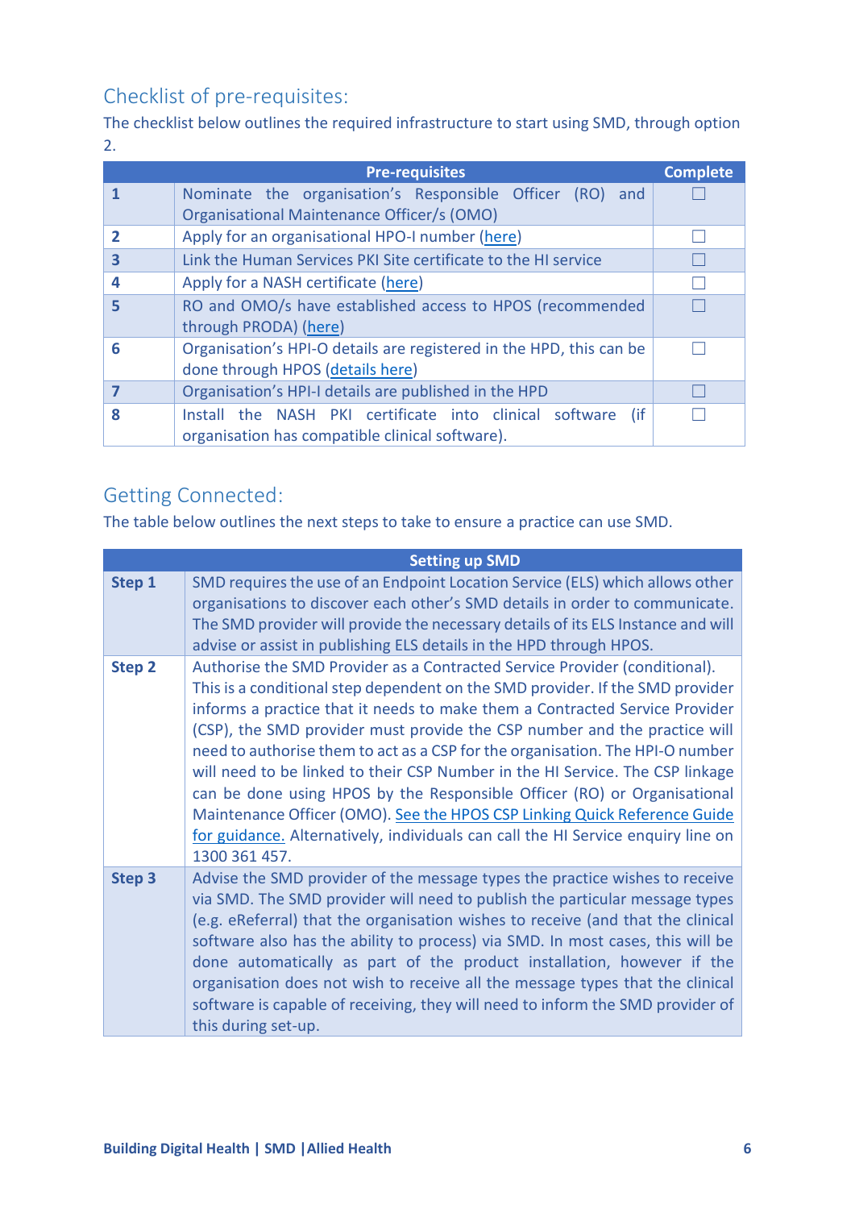## Checklist of pre-requisites:

The checklist below outlines the required infrastructure to start using SMD, through option 2.

| | Pre-requisites | Complete |
|---|---|---|
| **1** | Nominate the organisation's Responsible Officer (RO) and Organisational Maintenance Officer/s (OMO) | ☐ |
| **2** | Apply for an organisational HPO-I number (here) | ☐ |
| **3** | Link the Human Services PKI Site certificate to the HI service | ☐ |
| **4** | Apply for a NASH certificate (here) | ☐ |
| **5** | RO and OMO/s have established access to HPOS (recommended through PRODA) (here) | ☐ |
| **6** | Organisation's HPI-O details are registered in the HPD, this can be done through HPOS (details here) | ☐ |
| **7** | Organisation's HPI-I details are published in the HPD | ☐ |
| **8** | Install the NASH PKI certificate into clinical software (if organisation has compatible clinical software). | ☐ |

## Getting Connected:

The table below outlines the next steps to take to ensure a practice can use SMD.

| | Setting up SMD |
|---|---|
| **Step 1** | SMD requires the use of an Endpoint Location Service (ELS) which allows other organisations to discover each other's SMD details in order to communicate. The SMD provider will provide the necessary details of its ELS Instance and will advise or assist in publishing ELS details in the HPD through HPOS. |
| **Step 2** | Authorise the SMD Provider as a Contracted Service Provider (conditional). This is a conditional step dependent on the SMD provider. If the SMD provider informs a practice that it needs to make them a Contracted Service Provider (CSP), the SMD provider must provide the CSP number and the practice will need to authorise them to act as a CSP for the organisation. The HPI-O number will need to be linked to their CSP Number in the HI Service. The CSP linkage can be done using HPOS by the Responsible Officer (RO) or Organisational Maintenance Officer (OMO). See the HPOS CSP Linking Quick Reference Guide for guidance. Alternatively, individuals can call the HI Service enquiry line on 1300 361 457. |
| **Step 3** | Advise the SMD provider of the message types the practice wishes to receive via SMD. The SMD provider will need to publish the particular message types (e.g. eReferral) that the organisation wishes to receive (and that the clinical software also has the ability to process) via SMD. In most cases, this will be done automatically as part of the product installation, however if the organisation does not wish to receive all the message types that the clinical software is capable of receiving, they will need to inform the SMD provider of this during set-up. |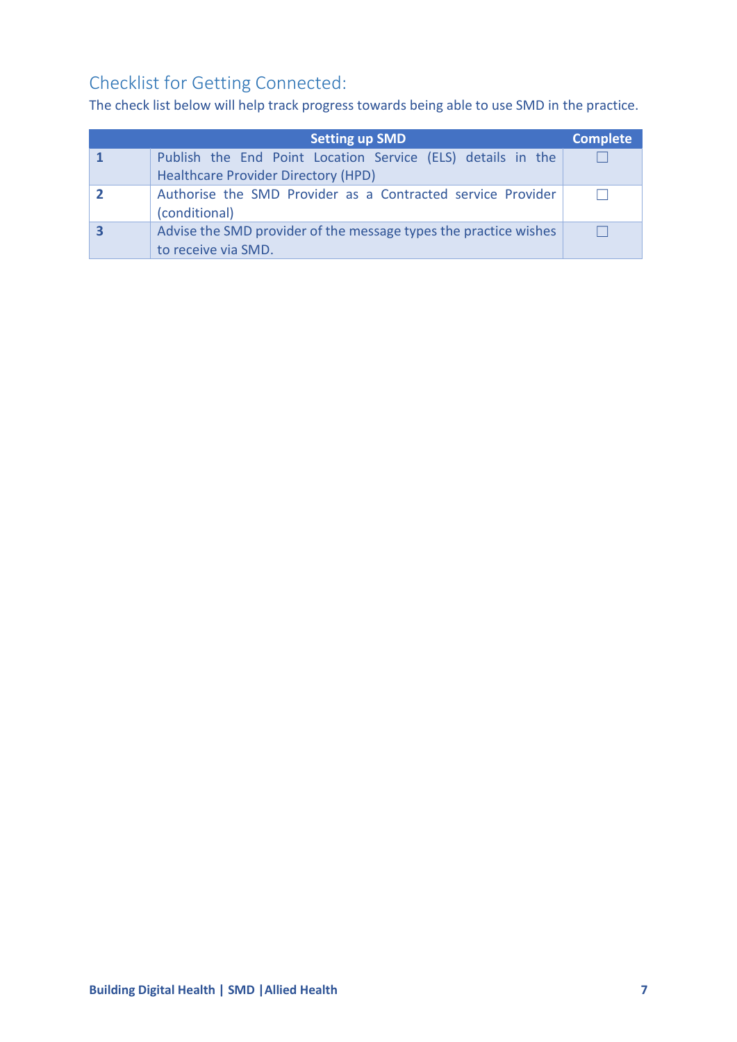## Checklist for Getting Connected:

The check list below will help track progress towards being able to use SMD in the practice.

| | Setting up SMD | Complete |
|---|---|---|
| **1** | Publish the End Point Location Service (ELS) details in the Healthcare Provider Directory (HPD) | ☐ |
| **2** | Authorise the SMD Provider as a Contracted service Provider (conditional) | ☐ |
| **3** | Advise the SMD provider of the message types the practice wishes to receive via SMD. | ☐ |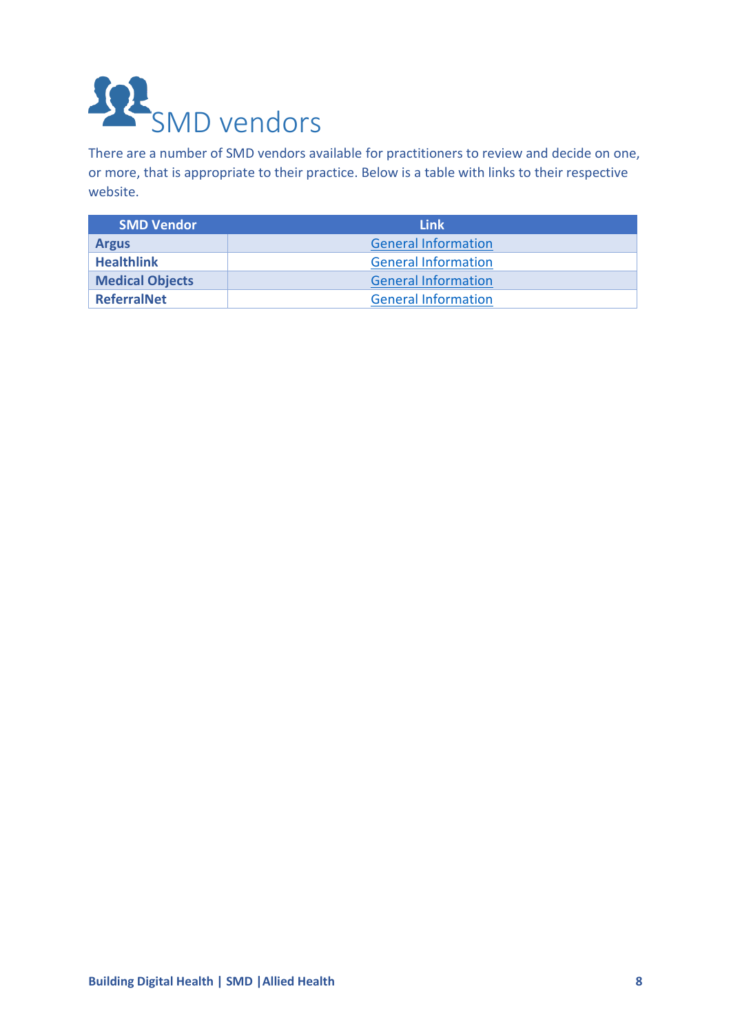# SMD vendors

There are a number of SMD vendors available for practitioners to review and decide on one, or more, that is appropriate to their practice. Below is a table with links to their respective website.

| SMD Vendor | Link |
|---|---|
| **Argus** | General Information |
| **Healthlink** | General Information |
| **Medical Objects** | General Information |
| **ReferralNet** | General Information |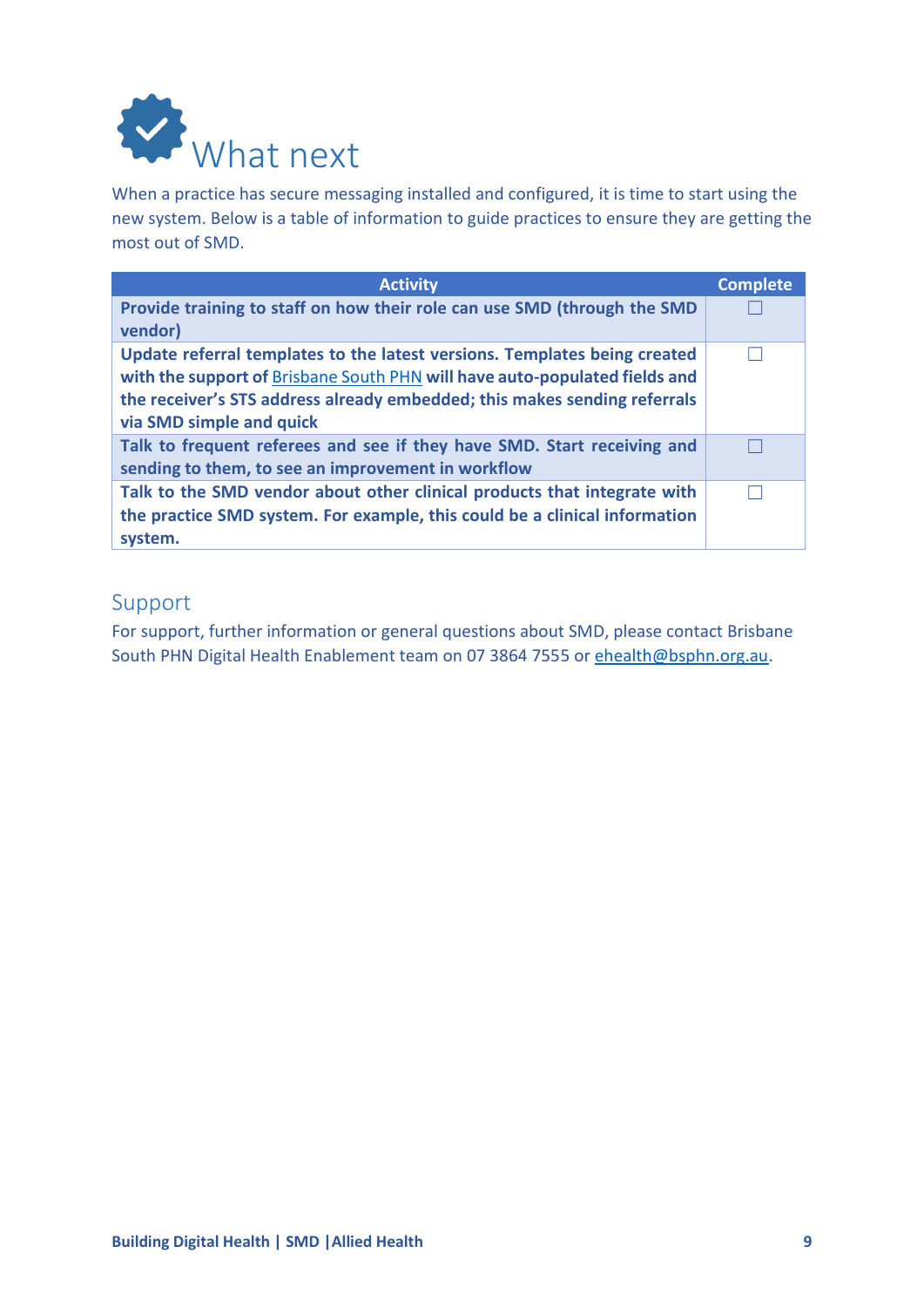# What next

When a practice has secure messaging installed and configured, it is time to start using the new system. Below is a table of information to guide practices to ensure they are getting the most out of SMD.

| Activity | Complete |
|---|---|
| **Provide training to staff on how their role can use SMD (through the SMD vendor)** | ☐ |
| **Update referral templates to the latest versions. Templates being created with the support of** Brisbane South PHN **will have auto-populated fields and the receiver's STS address already embedded; this makes sending referrals via SMD simple and quick** | ☐ |
| **Talk to frequent referees and see if they have SMD. Start receiving and sending to them, to see an improvement in workflow** | ☐ |
| **Talk to the SMD vendor about other clinical products that integrate with the practice SMD system. For example, this could be a clinical information system.** | ☐ |

## Support

For support, further information or general questions about SMD, please contact Brisbane South PHN Digital Health Enablement team on 07 3864 7555 or ehealth@bsphn.org.au.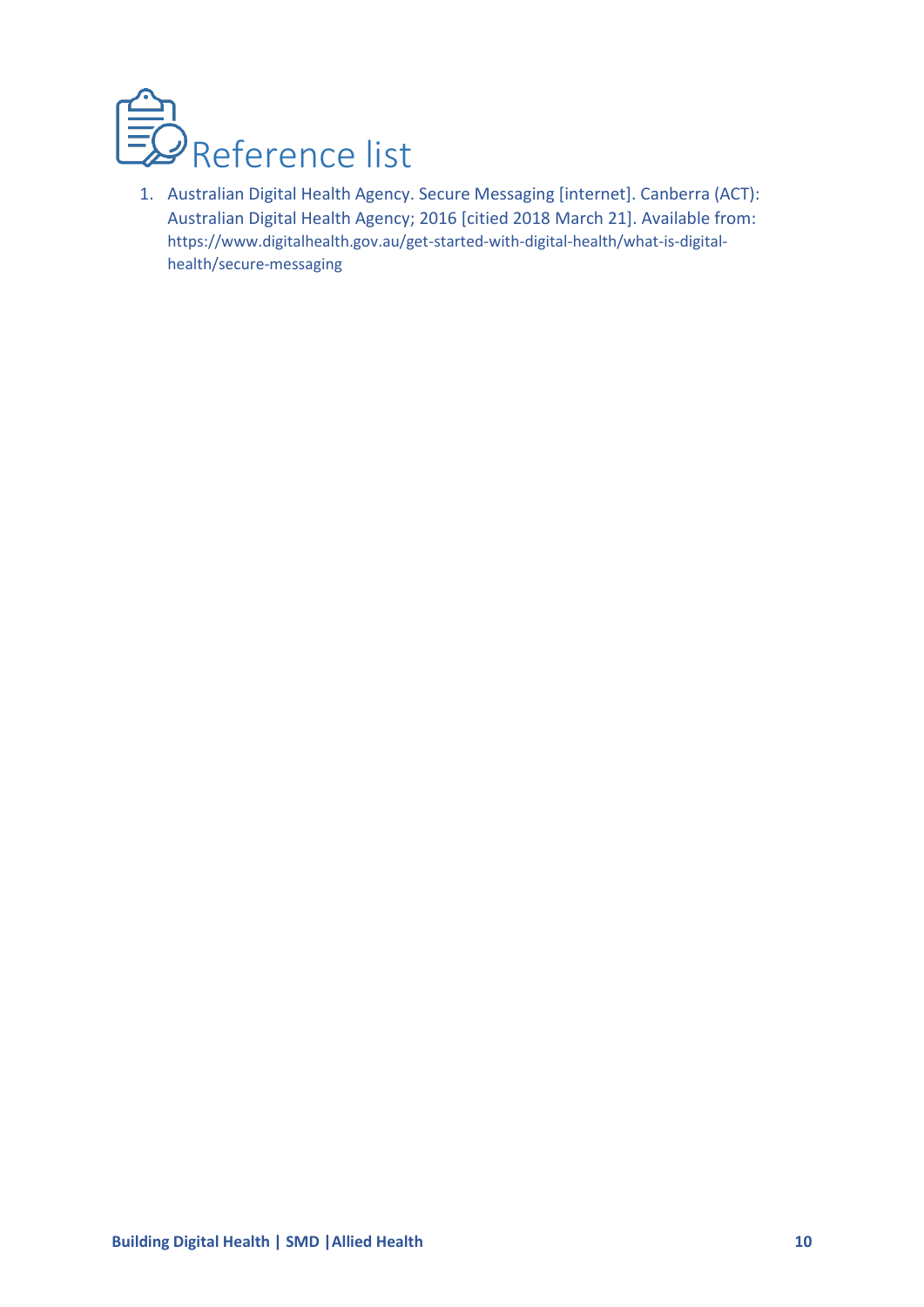# Reference list

1. Australian Digital Health Agency. Secure Messaging [internet]. Canberra (ACT): Australian Digital Health Agency; 2016 [citied 2018 March 21]. Available from: https://www.digitalhealth.gov.au/get-started-with-digital-health/what-is-digital-health/secure-messaging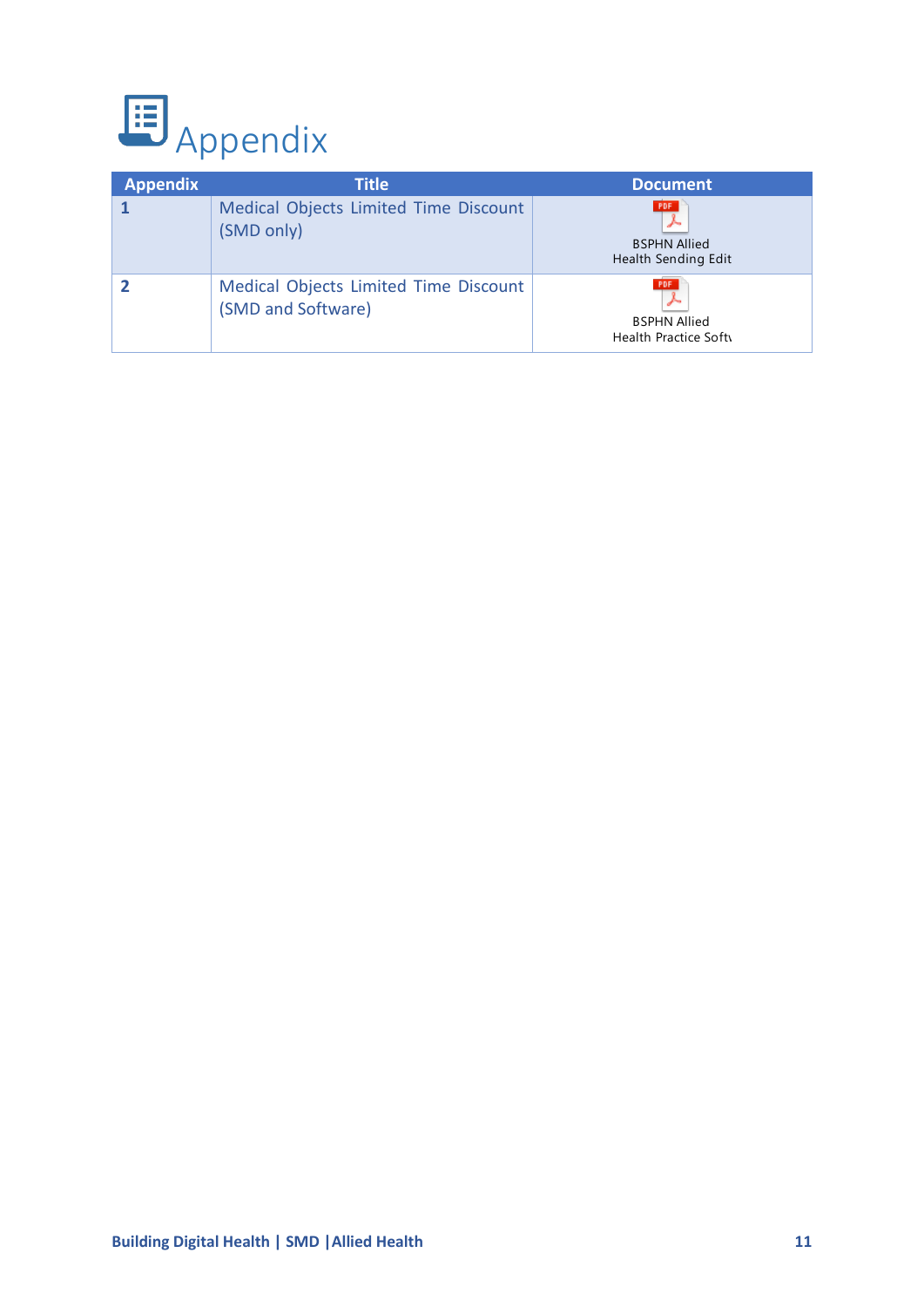# Appendix

| Appendix | Title | Document |
|---|---|---|
| 1 | Medical Objects Limited Time Discount (SMD only) | BSPHN Allied Health Sending Edit |
| 2 | Medical Objects Limited Time Discount (SMD and Software) | BSPHN Allied Health Practice Softv |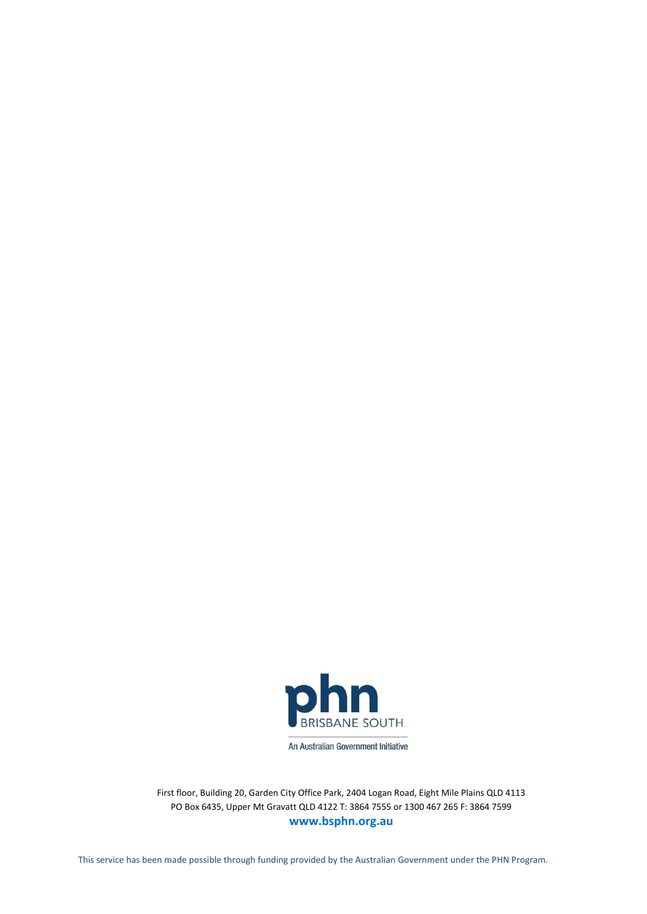phn BRISBANE SOUTH

An Australian Government Initiative

First floor, Building 20, Garden City Office Park, 2404 Logan Road, Eight Mile Plains QLD 4113
PO Box 6435, Upper Mt Gravatt QLD 4122 T: 3864 7555 or 1300 467 265 F: 3864 7599
**www.bsphn.org.au**

This service has been made possible through funding provided by the Australian Government under the PHN Program.